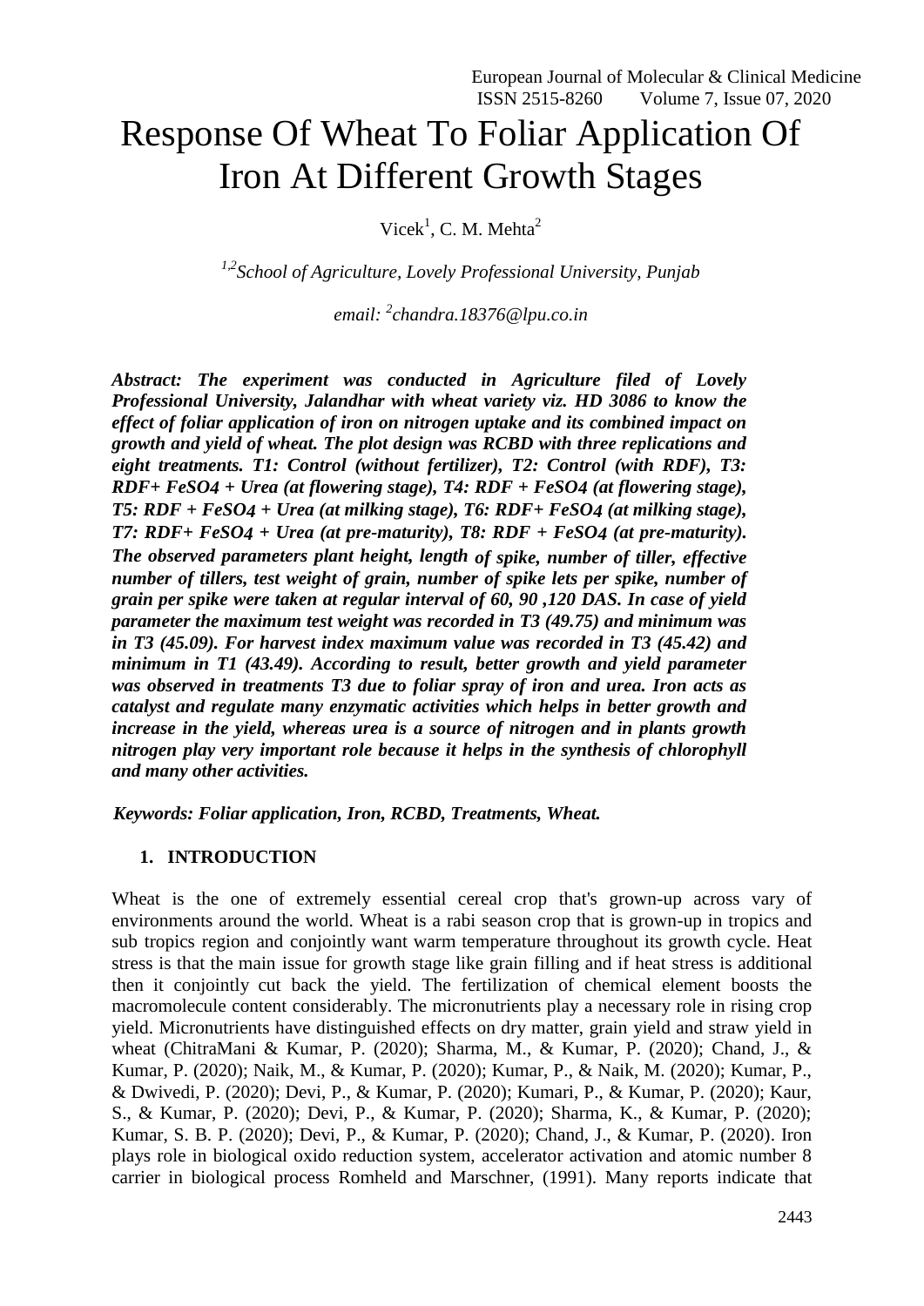# Response Of Wheat To Foliar Application Of Iron At Different Growth Stages

Vicek[1], C. M. Mehta[2]

*[1,2]School of Agriculture, Lovely Professional University, Punjab*

*email: [2]chandra.18376@lpu.co.in*

***Abstract: The experiment was conducted in Agriculture filed of Lovely Professional University, Jalandhar with wheat variety viz. HD 3086 to know the effect of foliar application of iron on nitrogen uptake and its combined impact on growth and yield of wheat. The plot design was RCBD with three replications and eight treatments. T1: Control (without fertilizer), T2: Control (with RDF), T3: RDF+ $FeSO_4$ + Urea (at flowering stage), T4: RDF + $FeSO_4$ (at flowering stage), T5: RDF + $FeSO_4$ + Urea (at milking stage), T6: RDF+ $FeSO_4$ (at milking stage), T7: RDF+ $FeSO_4$ + Urea (at pre-maturity), T8: RDF + $FeSO_4$ (at pre-maturity). The observed parameters plant height, length of spike, number of tiller, effective number of tillers, test weight of grain, number of spike lets per spike, number of grain per spike were taken at regular interval of 60, 90 ,120 DAS. In case of yield parameter the maximum test weight was recorded in T3 (49.75) and minimum was in T3 (45.09). For harvest index maximum value was recorded in T3 (45.42) and minimum in T1 (43.49). According to result, better growth and yield parameter was observed in treatments T3 due to foliar spray of iron and urea. Iron acts as catalyst and regulate many enzymatic activities which helps in better growth and increase in the yield, whereas urea is a source of nitrogen and in plants growth nitrogen play very important role because it helps in the synthesis of chlorophyll and many other activities.***

***Keywords: Foliar application, Iron, RCBD, Treatments, Wheat.***

## 1. INTRODUCTION

Wheat is the one of extremely essential cereal crop that's grown-up across vary of environments around the world. Wheat is a rabi season crop that is grown-up in tropics and sub tropics region and conjointly want warm temperature throughout its growth cycle. Heat stress is that the main issue for growth stage like grain filling and if heat stress is additional then it conjointly cut back the yield. The fertilization of chemical element boosts the macromolecule content considerably. The micronutrients play a necessary role in rising crop yield. Micronutrients have distinguished effects on dry matter, grain yield and straw yield in wheat (ChitraMani & Kumar, P. (2020); Sharma, M., & Kumar, P. (2020); Chand, J., & Kumar, P. (2020); Naik, M., & Kumar, P. (2020); Kumar, P., & Naik, M. (2020); Kumar, P., & Dwivedi, P. (2020); Devi, P., & Kumar, P. (2020); Kumari, P., & Kumar, P. (2020); Kaur, S., & Kumar, P. (2020); Devi, P., & Kumar, P. (2020); Sharma, K., & Kumar, P. (2020); Kumar, S. B. P. (2020); Devi, P., & Kumar, P. (2020); Chand, J., & Kumar, P. (2020). Iron plays role in biological oxido reduction system, accelerator activation and atomic number 8 carrier in biological process Romheld and Marschner, (1991). Many reports indicate that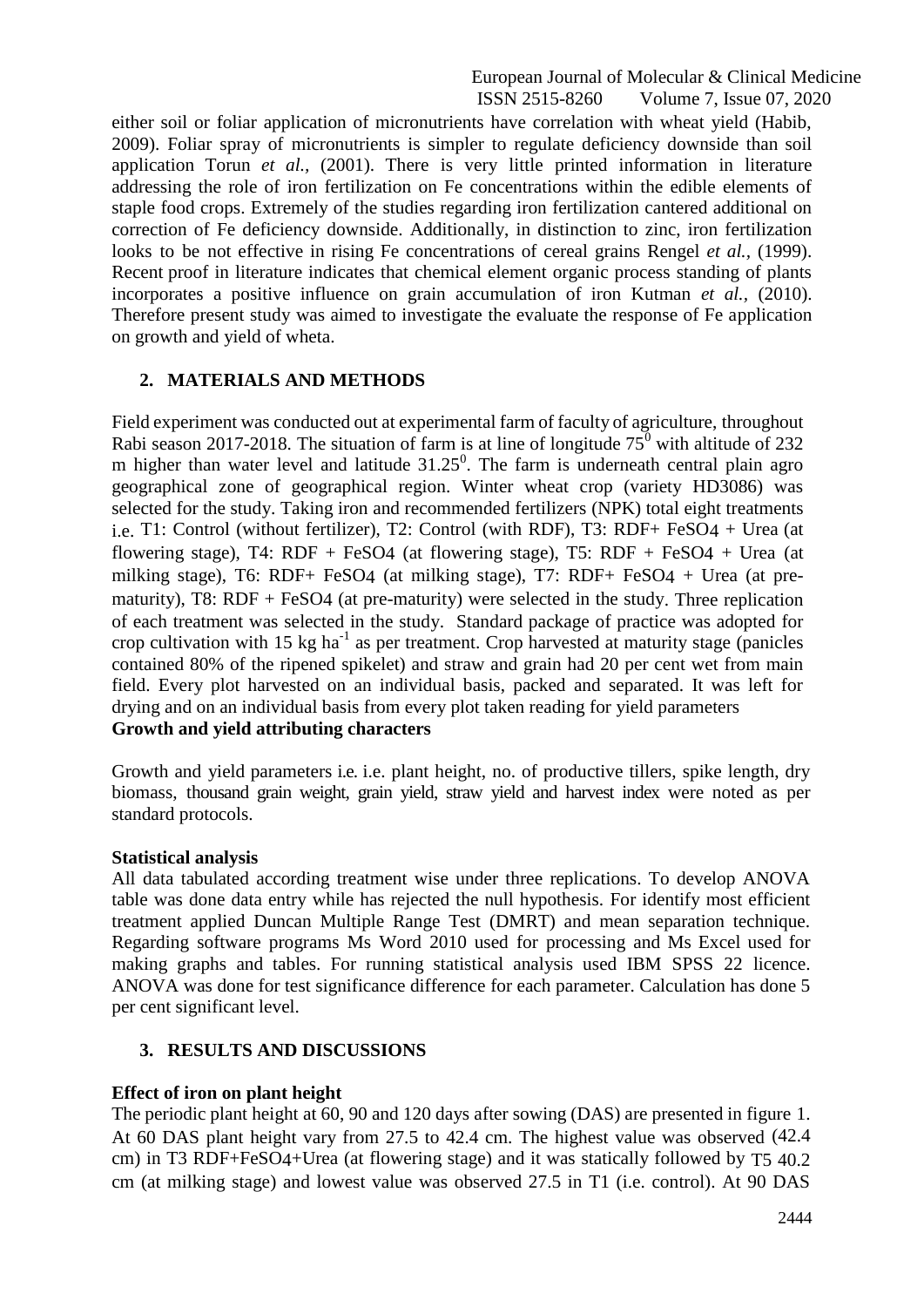either soil or foliar application of micronutrients have correlation with wheat yield (Habib, 2009). Foliar spray of micronutrients is simpler to regulate deficiency downside than soil application Torun *et al.,* (2001). There is very little printed information in literature addressing the role of iron fertilization on Fe concentrations within the edible elements of staple food crops. Extremely of the studies regarding iron fertilization cantered additional on correction of Fe deficiency downside. Additionally, in distinction to zinc, iron fertilization looks to be not effective in rising Fe concentrations of cereal grains Rengel *et al.,* (1999). Recent proof in literature indicates that chemical element organic process standing of plants incorporates a positive influence on grain accumulation of iron Kutman *et al.,* (2010). Therefore present study was aimed to investigate the evaluate the response of Fe application on growth and yield of wheta.

## 2. MATERIALS AND METHODS

Field experiment was conducted out at experimental farm of faculty of agriculture, throughout Rabi season 2017-2018. The situation of farm is at line of longitude $75^0$ with altitude of 232 m higher than water level and latitude $31.25^0$. The farm is underneath central plain agro geographical zone of geographical region. Winter wheat crop (variety HD3086) was selected for the study. Taking iron and recommended fertilizers (NPK) total eight treatments i.e. T1: Control (without fertilizer), T2: Control (with RDF), T3: RDF+ $FeSO_4$ + Urea (at flowering stage), T4: RDF + $FeSO_4$ (at flowering stage), T5: RDF + $FeSO_4$ + Urea (at milking stage), T6: RDF+ $FeSO_4$ (at milking stage), T7: RDF+ $FeSO_4$ + Urea (at pre-maturity), T8: RDF + $FeSO_4$ (at pre-maturity) were selected in the study. Three replication of each treatment was selected in the study. Standard package of practice was adopted for crop cultivation with 15 kg $ha^{-1}$ as per treatment. Crop harvested at maturity stage (panicles contained 80% of the ripened spikelet) and straw and grain had 20 per cent wet from main field. Every plot harvested on an individual basis, packed and separated. It was left for drying and on an individual basis from every plot taken reading for yield parameters

**Growth and yield attributing characters**

Growth and yield parameters i.e. i.e. plant height, no. of productive tillers, spike length, dry biomass, thousand grain weight, grain yield, straw yield and harvest index were noted as per standard protocols.

**Statistical analysis**

All data tabulated according treatment wise under three replications. To develop ANOVA table was done data entry while has rejected the null hypothesis. For identify most efficient treatment applied Duncan Multiple Range Test (DMRT) and mean separation technique. Regarding software programs Ms Word 2010 used for processing and Ms Excel used for making graphs and tables. For running statistical analysis used IBM SPSS 22 licence. ANOVA was done for test significance difference for each parameter. Calculation has done 5 per cent significant level.

## 3. RESULTS AND DISCUSSIONS

**Effect of iron on plant height**

The periodic plant height at 60, 90 and 120 days after sowing (DAS) are presented in figure 1. At 60 DAS plant height vary from 27.5 to 42.4 cm. The highest value was observed (42.4 cm) in T3 RDF+$FeSO_4$+Urea (at flowering stage) and it was statically followed by T5 40.2 cm (at milking stage) and lowest value was observed 27.5 in T1 (i.e. control). At 90 DAS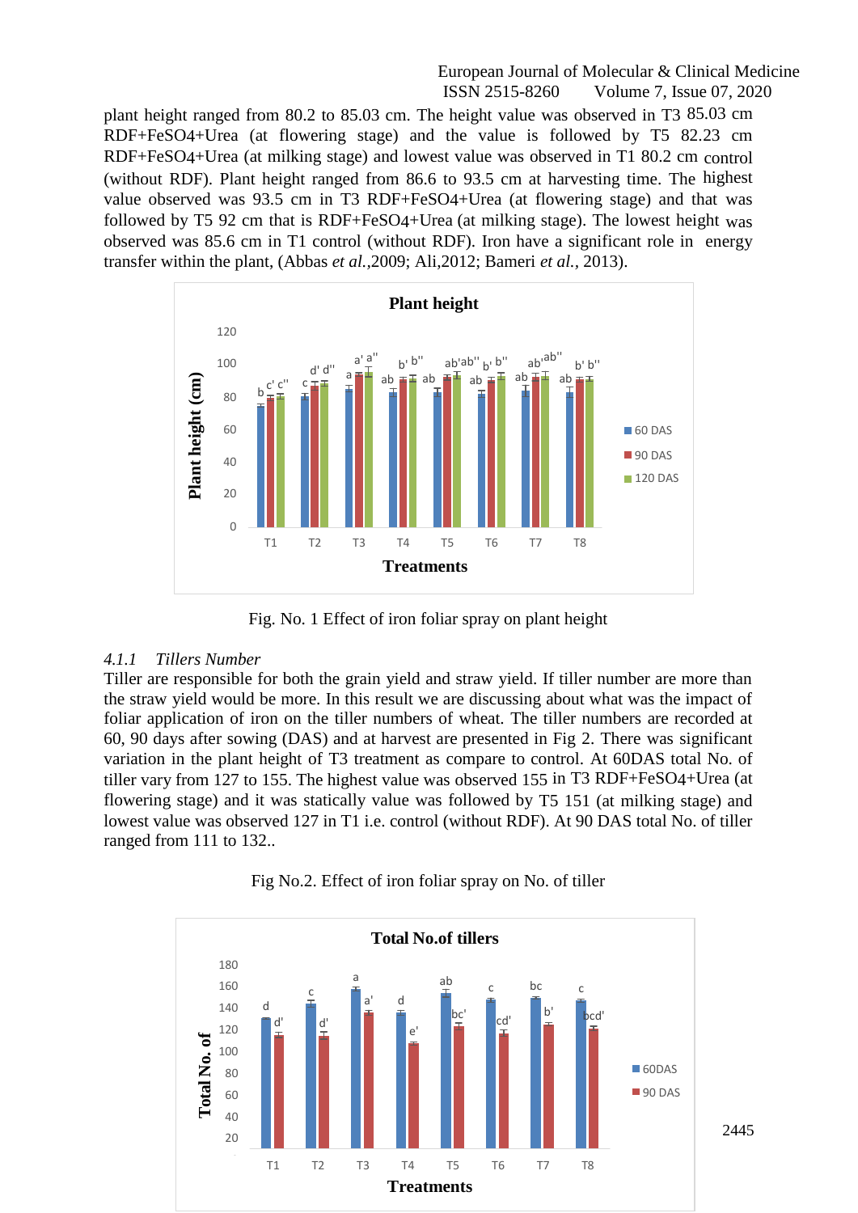plant height ranged from 80.2 to 85.03 cm. The height value was observed in T3 85.03 cm RDF+FeSO4+Urea (at flowering stage) and the value is followed by T5 82.23 cm RDF+FeSO4+Urea (at milking stage) and lowest value was observed in T1 80.2 cm control (without RDF). Plant height ranged from 86.6 to 93.5 cm at harvesting time. The highest value observed was 93.5 cm in T3 RDF+FeSO4+Urea (at flowering stage) and that was followed by T5 92 cm that is RDF+FeSO4+Urea (at milking stage). The lowest height was observed was 85.6 cm in T1 control (without RDF). Iron have a significant role in energy transfer within the plant, (Abbas *et al.*,2009; Ali,2012; Bameri *et al.*, 2013).

Fig. No. 1 Effect of iron foliar spray on plant height

### *4.1.1 Tillers Number*

Tiller are responsible for both the grain yield and straw yield. If tiller number are more than the straw yield would be more. In this result we are discussing about what was the impact of foliar application of iron on the tiller numbers of wheat. The tiller numbers are recorded at 60, 90 days after sowing (DAS) and at harvest are presented in Fig 2. There was significant variation in the plant height of T3 treatment as compare to control. At 60DAS total No. of tiller vary from 127 to 155. The highest value was observed 155 in T3 RDF+FeSO4+Urea (at flowering stage) and it was statically value was followed by T5 151 (at milking stage) and lowest value was observed 127 in T1 i.e. control (without RDF). At 90 DAS total No. of tiller ranged from 111 to 132..

Fig No.2. Effect of iron foliar spray on No. of tiller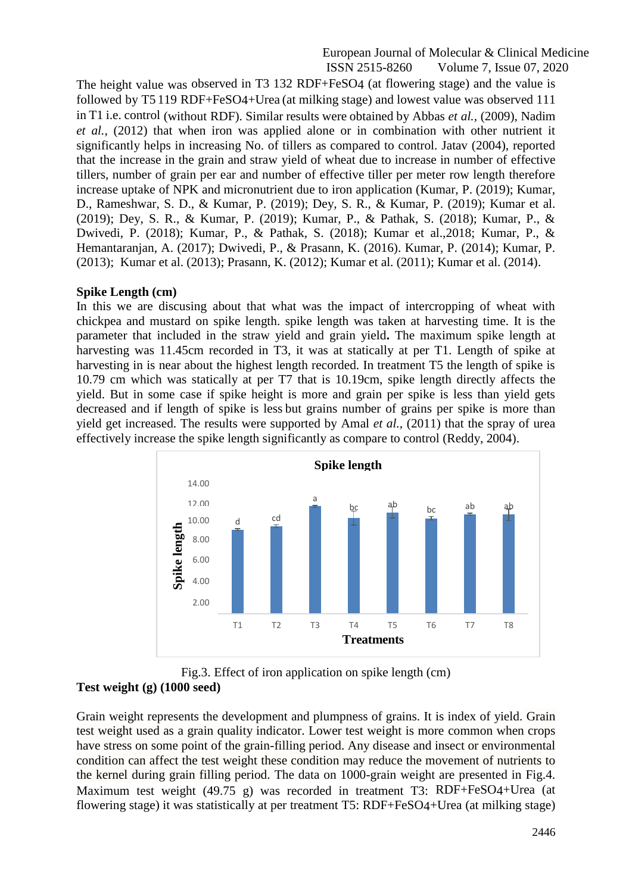The height value was observed in T3 132 RDF+FeSO4 (at flowering stage) and the value is followed by T5 119 RDF+FeSO4+Urea (at milking stage) and lowest value was observed 111 in T1 i.e. control (without RDF). Similar results were obtained by Abbas *et al.,* (2009), Nadim *et al.,* (2012) that when iron was applied alone or in combination with other nutrient it significantly helps in increasing No. of tillers as compared to control. Jatav (2004), reported that the increase in the grain and straw yield of wheat due to increase in number of effective tillers, number of grain per ear and number of effective tiller per meter row length therefore increase uptake of NPK and micronutrient due to iron application (Kumar, P. (2019); Kumar, D., Rameshwar, S. D., & Kumar, P. (2019); Dey, S. R., & Kumar, P. (2019); Kumar et al. (2019); Dey, S. R., & Kumar, P. (2019); Kumar, P., & Pathak, S. (2018); Kumar, P., & Dwivedi, P. (2018); Kumar, P., & Pathak, S. (2018); Kumar et al.,2018; Kumar, P., & Hemantaranjan, A. (2017); Dwivedi, P., & Prasann, K. (2016). Kumar, P. (2014); Kumar, P. (2013); Kumar et al. (2013); Prasann, K. (2012); Kumar et al. (2011); Kumar et al. (2014).

**Spike Length (cm)**

In this we are discusing about that what was the impact of intercropping of wheat with chickpea and mustard on spike length. spike length was taken at harvesting time. It is the parameter that included in the straw yield and grain yield**.** The maximum spike length at harvesting was 11.45cm recorded in T3, it was at statically at per T1. Length of spike at harvesting in is near about the highest length recorded. In treatment T5 the length of spike is 10.79 cm which was statically at per T7 that is 10.19cm, spike length directly affects the yield. But in some case if spike height is more and grain per spike is less than yield gets decreased and if length of spike is less but grains number of grains per spike is more than yield get increased. The results were supported by Amal *et al.,* (2011) that the spray of urea effectively increase the spike length significantly as compare to control (Reddy, 2004).

Fig.3. Effect of iron application on spike length (cm)

**Test weight (g) (1000 seed)**

Grain weight represents the development and plumpness of grains. It is index of yield. Grain test weight used as a grain quality indicator. Lower test weight is more common when crops have stress on some point of the grain-filling period. Any disease and insect or environmental condition can affect the test weight these condition may reduce the movement of nutrients to the kernel during grain filling period. The data on 1000-grain weight are presented in Fig.4. Maximum test weight (49.75 g) was recorded in treatment T3: RDF+FeSO4+Urea (at flowering stage) it was statistically at per treatment T5: RDF+FeSO4+Urea (at milking stage)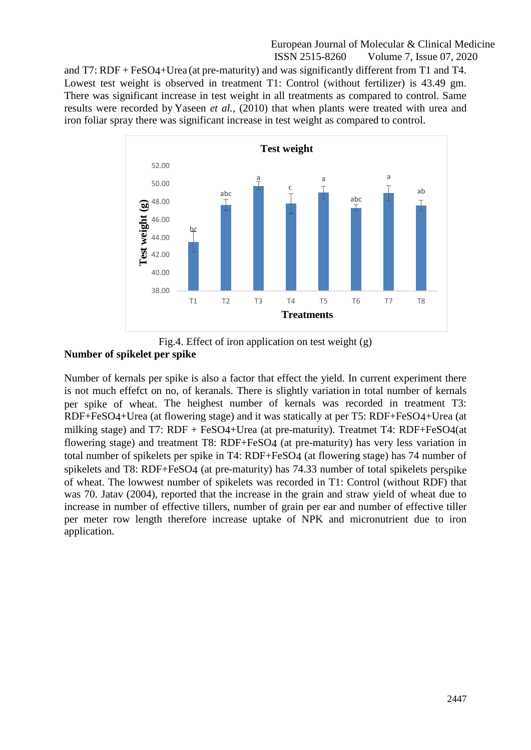and T7: RDF + $FeSO_4$+Urea (at pre-maturity) and was significantly different from T1 and T4. Lowest test weight is observed in treatment T1: Control (without fertilizer) is 43.49 gm. There was significant increase in test weight in all treatments as compared to control. Same results were recorded by Yaseen *et al.*, (2010) that when plants were treated with urea and iron foliar spray there was significant increase in test weight as compared to control.

Fig.4. Effect of iron application on test weight (g)

**Number of spikelet per spike**

Number of kernals per spike is also a factor that effect the yield. In current experiment there is not much effefct on no, of keranals. There is slightly variation in total number of kernals per spike of wheat. The heighest number of kernals was recorded in treatment T3: RDF+$FeSO_4$+Urea (at flowering stage) and it was statically at per T5: RDF+$FeSO_4$+Urea (at milking stage) and T7: RDF + $FeSO_4$+Urea (at pre-maturity). Treatmet T4: RDF+$FeSO_4$(at flowering stage) and treatment T8: RDF+$FeSO_4$ (at pre-maturity) has very less variation in total number of spikelets per spike in T4: RDF+$FeSO_4$ (at flowering stage) has 74 number of spikelets and T8: RDF+$FeSO_4$ (at pre-maturity) has 74.33 number of total spikelets perspike of wheat. The lowwest number of spikelets was recorded in T1: Control (without RDF) that was 70. Jatav (2004), reported that the increase in the grain and straw yield of wheat due to increase in number of effective tillers, number of grain per ear and number of effective tiller per meter row length therefore increase uptake of NPK and micronutrient due to iron application.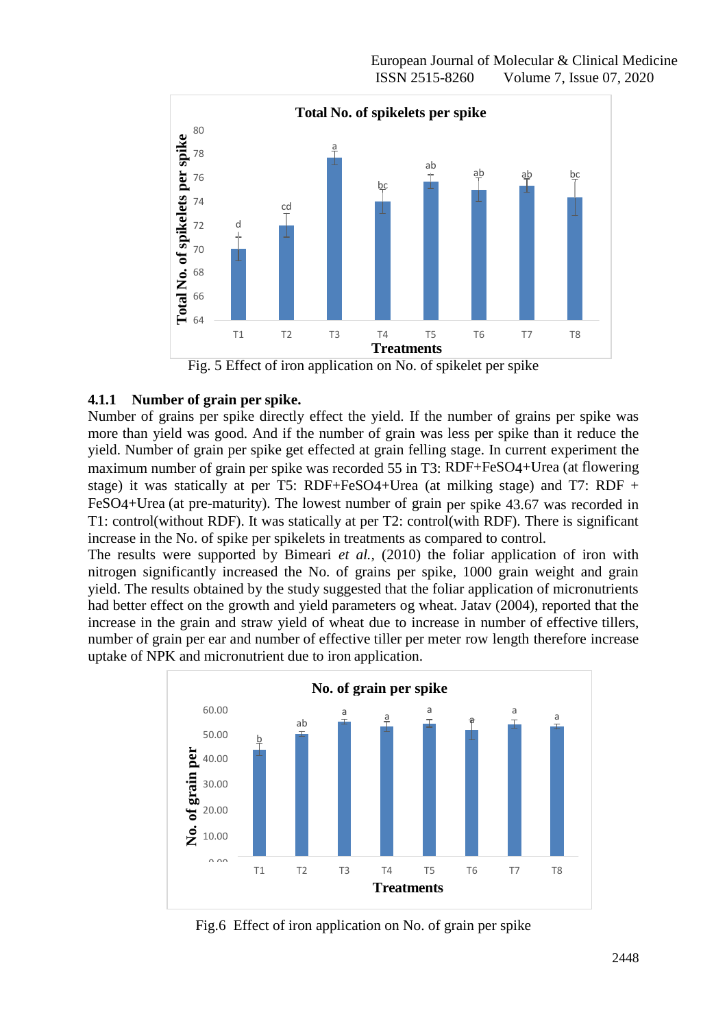Fig. 5 Effect of iron application on No. of spikelet per spike

### 4.1.1 Number of grain per spike.

Number of grains per spike directly effect the yield. If the number of grains per spike was more than yield was good. And if the number of grain was less per spike than it reduce the yield. Number of grain per spike get effected at grain felling stage. In current experiment the maximum number of grain per spike was recorded 55 in T3: RDF+FeSO4+Urea (at flowering stage) it was statically at per T5: RDF+FeSO4+Urea (at milking stage) and T7: RDF + FeSO4+Urea (at pre-maturity). The lowest number of grain per spike 43.67 was recorded in T1: control(without RDF). It was statically at per T2: control(with RDF). There is significant increase in the No. of spike per spikelets in treatments as compared to control.

The results were supported by Bimeari *et al.*, (2010) the foliar application of iron with nitrogen significantly increased the No. of grains per spike, 1000 grain weight and grain yield. The results obtained by the study suggested that the foliar application of micronutrients had better effect on the growth and yield parameters og wheat. Jatav (2004), reported that the increase in the grain and straw yield of wheat due to increase in number of effective tillers, number of grain per ear and number of effective tiller per meter row length therefore increase uptake of NPK and micronutrient due to iron application.

Fig.6 Effect of iron application on No. of grain per spike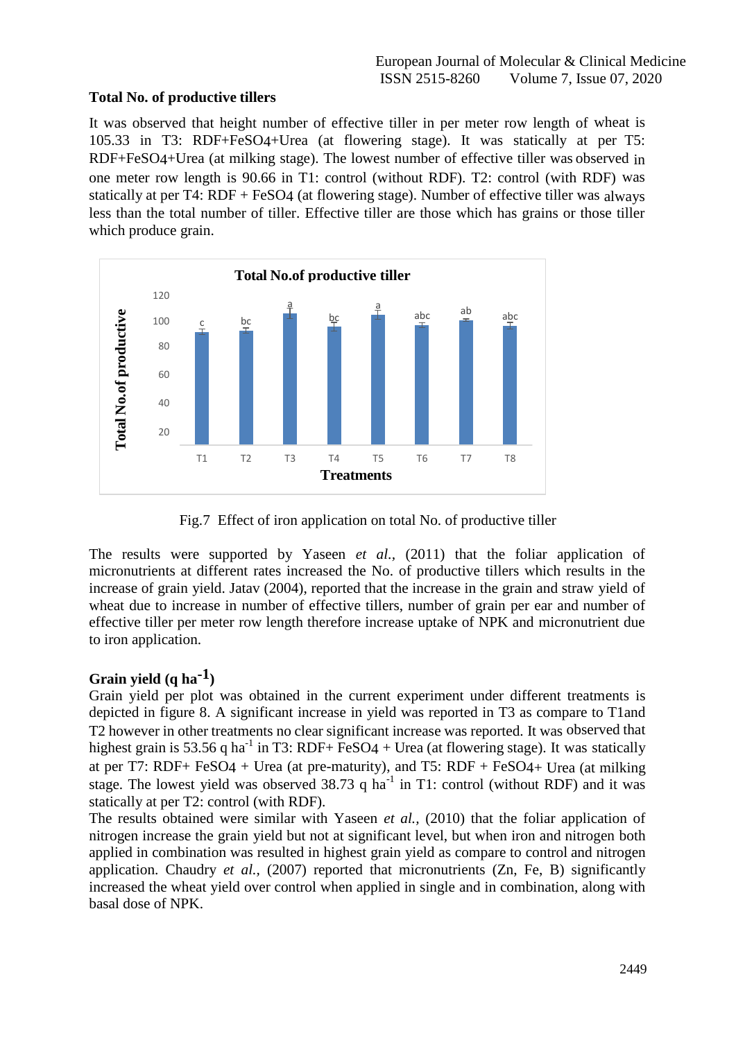### Total No. of productive tillers

It was observed that height number of effective tiller in per meter row length of wheat is 105.33 in T3: RDF+FeSO4+Urea (at flowering stage). It was statically at per T5: RDF+FeSO4+Urea (at milking stage). The lowest number of effective tiller was observed in one meter row length is 90.66 in T1: control (without RDF). T2: control (with RDF) was statically at per T4: RDF + FeSO4 (at flowering stage). Number of effective tiller was always less than the total number of tiller. Effective tiller are those which has grains or those tiller which produce grain.

Fig.7 Effect of iron application on total No. of productive tiller

The results were supported by Yaseen *et al.,* (2011) that the foliar application of micronutrients at different rates increased the No. of productive tillers which results in the increase of grain yield. Jatav (2004), reported that the increase in the grain and straw yield of wheat due to increase in number of effective tillers, number of grain per ear and number of effective tiller per meter row length therefore increase uptake of NPK and micronutrient due to iron application.

### Grain yield (q ha$^{-1}$)

Grain yield per plot was obtained in the current experiment under different treatments is depicted in figure 8. A significant increase in yield was reported in T3 as compare to T1and T2 however in other treatments no clear significant increase was reported. It was observed that highest grain is 53.56 q ha$^{-1}$ in T3: RDF+ FeSO4 + Urea (at flowering stage). It was statically at per T7: RDF+ FeSO4 + Urea (at pre-maturity), and T5: RDF + FeSO4+ Urea (at milking stage. The lowest yield was observed 38.73 q ha$^{-1}$ in T1: control (without RDF) and it was statically at per T2: control (with RDF).

The results obtained were similar with Yaseen *et al.,* (2010) that the foliar application of nitrogen increase the grain yield but not at significant level, but when iron and nitrogen both applied in combination was resulted in highest grain yield as compare to control and nitrogen application. Chaudry *et al.,* (2007) reported that micronutrients (Zn, Fe, B) significantly increased the wheat yield over control when applied in single and in combination, along with basal dose of NPK.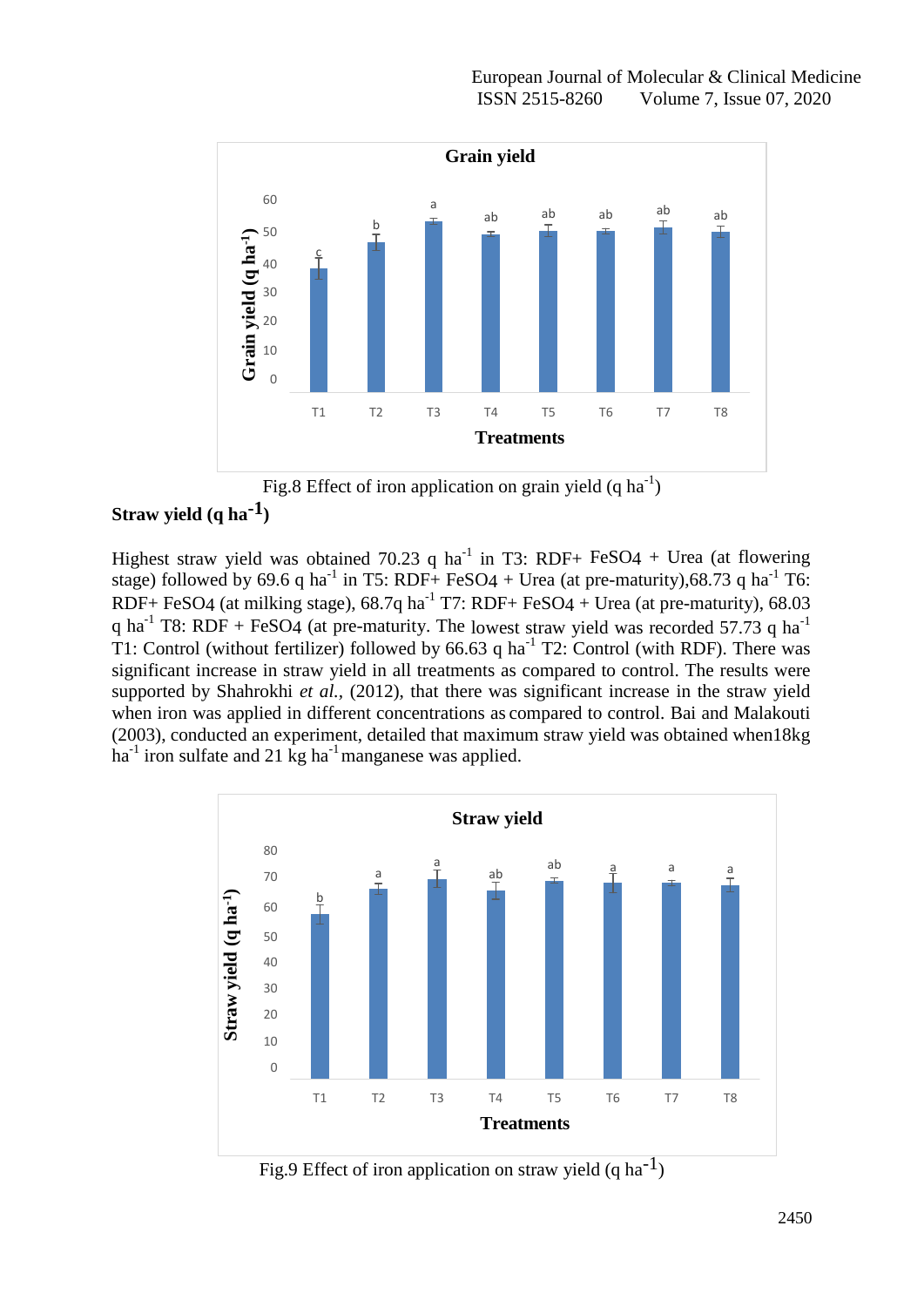Fig.8 Effect of iron application on grain yield (q ha$^{-1}$)

**Straw yield (q ha$^{-1}$)**

Highest straw yield was obtained 70.23 q ha$^{-1}$ in T3: RDF+ FeSO4 + Urea (at flowering stage) followed by 69.6 q ha$^{-1}$ in T5: RDF+ FeSO4 + Urea (at pre-maturity),68.73 q ha$^{-1}$ T6: RDF+ FeSO4 (at milking stage), 68.7q ha$^{-1}$ T7: RDF+ FeSO4 + Urea (at pre-maturity), 68.03 q ha$^{-1}$ T8: RDF + FeSO4 (at pre-maturity. The lowest straw yield was recorded 57.73 q ha$^{-1}$ T1: Control (without fertilizer) followed by 66.63 q ha$^{-1}$ T2: Control (with RDF). There was significant increase in straw yield in all treatments as compared to control. The results were supported by Shahrokhi *et al.*, (2012), that there was significant increase in the straw yield when iron was applied in different concentrations as compared to control. Bai and Malakouti (2003), conducted an experiment, detailed that maximum straw yield was obtained when18kg ha$^{-1}$ iron sulfate and 21 kg ha$^{-1}$ manganese was applied.

Fig.9 Effect of iron application on straw yield (q ha$^{-1}$)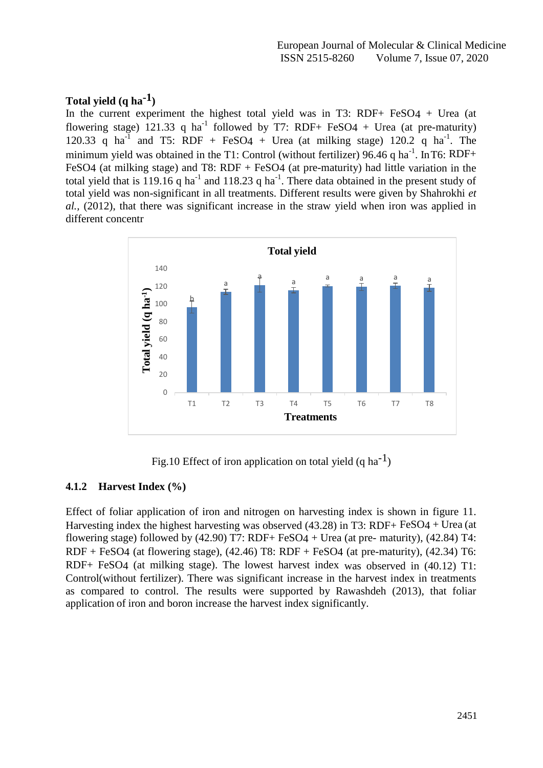### Total yield (q $ha^{-1}$)

In the current experiment the highest total yield was in T3: RDF+ $FeSO_4$ + Urea (at flowering stage) 121.33 q $ha^{-1}$ followed by T7: RDF+ $FeSO_4$ + Urea (at pre-maturity) 120.33 q $ha^{-1}$ and T5: RDF + $FeSO_4$ + Urea (at milking stage) 120.2 q $ha^{-1}$. The minimum yield was obtained in the T1: Control (without fertilizer) 96.46 q $ha^{-1}$. In T6: RDF+ $FeSO_4$ (at milking stage) and T8: RDF + $FeSO_4$ (at pre-maturity) had little variation in the total yield that is 119.16 q $ha^{-1}$ and 118.23 q $ha^{-1}$. There data obtained in the present study of total yield was non-significant in all treatments. Different results were given by Shahrokhi *et al.*, (2012), that there was significant increase in the straw yield when iron was applied in different concentr

Fig.10 Effect of iron application on total yield (q $ha^{-1}$)

### 4.1.2 Harvest Index (%)

Effect of foliar application of iron and nitrogen on harvesting index is shown in figure 11. Harvesting index the highest harvesting was observed (43.28) in T3: RDF+ $FeSO_4$ + Urea (at flowering stage) followed by (42.90) T7: RDF+ $FeSO_4$ + Urea (at pre- maturity), (42.84) T4: RDF + $FeSO_4$ (at flowering stage), (42.46) T8: RDF + $FeSO_4$ (at pre-maturity), (42.34) T6: RDF+ $FeSO_4$ (at milking stage). The lowest harvest index was observed in (40.12) T1: Control(without fertilizer). There was significant increase in the harvest index in treatments as compared to control. The results were supported by Rawashdeh (2013), that foliar application of iron and boron increase the harvest index significantly.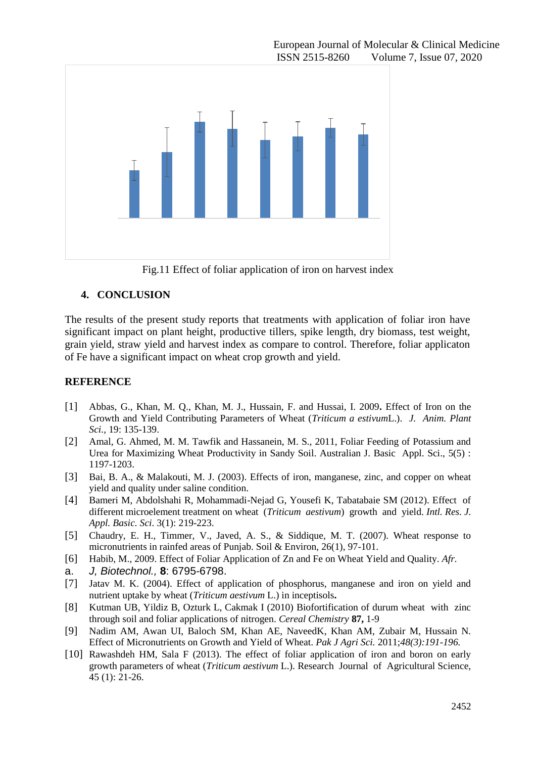Fig.11 Effect of foliar application of iron on harvest index

## 4. CONCLUSION

The results of the present study reports that treatments with application of foliar iron have significant impact on plant height, productive tillers, spike length, dry biomass, test weight, grain yield, straw yield and harvest index as compare to control. Therefore, foliar applicaton of Fe have a significant impact on wheat crop growth and yield.

## REFERENCE

[1] Abbas, G., Khan, M. Q., Khan, M. J., Hussain, F. and Hussai, I. 2009**.** Effect of Iron on the Growth and Yield Contributing Parameters of Wheat (*Triticum a estivum*L.). *J. Anim. Plant Sci.*, 19: 135-139.

[2] Amal, G. Ahmed, M. M. Tawfik and Hassanein, M. S., 2011, Foliar Feeding of Potassium and Urea for Maximizing Wheat Productivity in Sandy Soil. Australian J. Basic Appl. Sci., 5(5) : 1197-1203.

[3] Bai, B. A., & Malakouti, M. J. (2003). Effects of iron, manganese, zinc, and copper on wheat yield and quality under saline condition.

[4] Bameri M, Abdolshahi R, Mohammadi-Nejad G, Yousefi K, Tabatabaie SM (2012). Effect of different microelement treatment on wheat (*Triticum aestivum*) growth and yield. *Intl. Res. J. Appl. Basic. Sci*. 3(1): 219-223.

[5] Chaudry, E. H., Timmer, V., Javed, A. S., & Siddique, M. T. (2007). Wheat response to micronutrients in rainfed areas of Punjab. Soil & Environ, 26(1), 97-101.

[6] Habib, M., 2009. Effect of Foliar Application of Zn and Fe on Wheat Yield and Quality. *Afr.*

a. *J, Biotechnol.,* **8**: 6795-6798.

[7] Jatav M. K. (2004). Effect of application of phosphorus, manganese and iron on yield and nutrient uptake by wheat (*Triticum aestivum* L.) in inceptisols**.**

[8] Kutman UB, Yildiz B, Ozturk L, Cakmak I (2010) Biofortification of durum wheat with zinc through soil and foliar applications of nitrogen. *Cereal Chemistry* **87,** 1-9

[9] Nadim AM, Awan UI, Baloch SM, Khan AE, NaveedK, Khan AM, Zubair M, Hussain N. Effect of Micronutrients on Growth and Yield of Wheat. *Pak J Agri Sci.* 2011;*48(3):191-196.*

[10] Rawashdeh HM, Sala F (2013). The effect of foliar application of iron and boron on early growth parameters of wheat (*Triticum aestivum* L.). Research Journal of Agricultural Science, 45 (1): 21-26.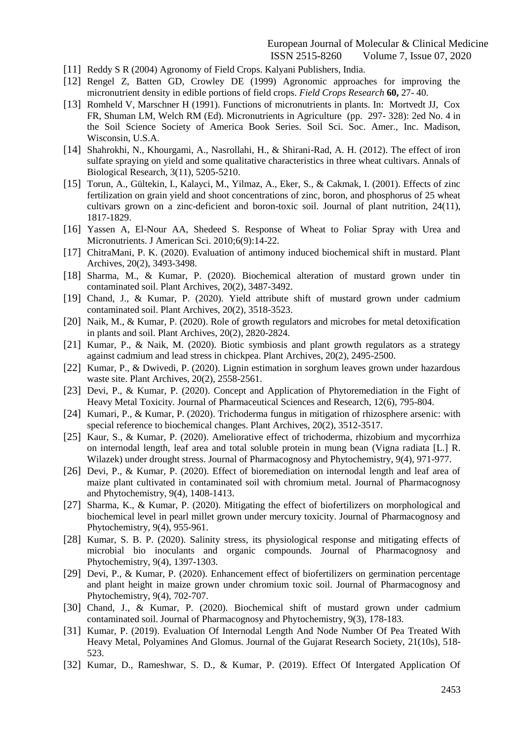[11] Reddy S R (2004) Agronomy of Field Crops. Kalyani Publishers, India.

[12] Rengel Z, Batten GD, Crowley DE (1999) Agronomic approaches for improving the micronutrient density in edible portions of field crops. *Field Crops Research* **60,** 27- 40.

[13] Romheld V, Marschner H (1991). Functions of micronutrients in plants. In: Mortvedt JJ, Cox FR, Shuman LM, Welch RM (Ed). Micronutrients in Agriculture (pp. 297- 328): 2ed No. 4 in the Soil Science Society of America Book Series. Soil Sci. Soc. Amer., Inc. Madison, Wisconsin, U.S.A.

[14] Shahrokhi, N., Khourgami, A., Nasrollahi, H., & Shirani-Rad, A. H. (2012). The effect of iron sulfate spraying on yield and some qualitative characteristics in three wheat cultivars. Annals of Biological Research, 3(11), 5205-5210.

[15] Torun, A., Gültekin, I., Kalayci, M., Yilmaz, A., Eker, S., & Cakmak, I. (2001). Effects of zinc fertilization on grain yield and shoot concentrations of zinc, boron, and phosphorus of 25 wheat cultivars grown on a zinc-deficient and boron-toxic soil. Journal of plant nutrition, 24(11), 1817-1829.

[16] Yassen A, El-Nour AA, Shedeed S. Response of Wheat to Foliar Spray with Urea and Micronutrients. J American Sci. 2010;6(9):14-22.

[17] ChitraMani, P. K. (2020). Evaluation of antimony induced biochemical shift in mustard. Plant Archives, 20(2), 3493-3498.

[18] Sharma, M., & Kumar, P. (2020). Biochemical alteration of mustard grown under tin contaminated soil. Plant Archives, 20(2), 3487-3492.

[19] Chand, J., & Kumar, P. (2020). Yield attribute shift of mustard grown under cadmium contaminated soil. Plant Archives, 20(2), 3518-3523.

[20] Naik, M., & Kumar, P. (2020). Role of growth regulators and microbes for metal detoxification in plants and soil. Plant Archives, 20(2), 2820-2824.

[21] Kumar, P., & Naik, M. (2020). Biotic symbiosis and plant growth regulators as a strategy against cadmium and lead stress in chickpea. Plant Archives, 20(2), 2495-2500.

[22] Kumar, P., & Dwivedi, P. (2020). Lignin estimation in sorghum leaves grown under hazardous waste site. Plant Archives, 20(2), 2558-2561.

[23] Devi, P., & Kumar, P. (2020). Concept and Application of Phytoremediation in the Fight of Heavy Metal Toxicity. Journal of Pharmaceutical Sciences and Research, 12(6), 795-804.

[24] Kumari, P., & Kumar, P. (2020). Trichoderma fungus in mitigation of rhizosphere arsenic: with special reference to biochemical changes. Plant Archives, 20(2), 3512-3517.

[25] Kaur, S., & Kumar, P. (2020). Ameliorative effect of trichoderma, rhizobium and mycorrhiza on internodal length, leaf area and total soluble protein in mung bean (Vigna radiata [L.] R. Wilazek) under drought stress. Journal of Pharmacognosy and Phytochemistry, 9(4), 971-977.

[26] Devi, P., & Kumar, P. (2020). Effect of bioremediation on internodal length and leaf area of maize plant cultivated in contaminated soil with chromium metal. Journal of Pharmacognosy and Phytochemistry, 9(4), 1408-1413.

[27] Sharma, K., & Kumar, P. (2020). Mitigating the effect of biofertilizers on morphological and biochemical level in pearl millet grown under mercury toxicity. Journal of Pharmacognosy and Phytochemistry, 9(4), 955-961.

[28] Kumar, S. B. P. (2020). Salinity stress, its physiological response and mitigating effects of microbial bio inoculants and organic compounds. Journal of Pharmacognosy and Phytochemistry, 9(4), 1397-1303.

[29] Devi, P., & Kumar, P. (2020). Enhancement effect of biofertilizers on germination percentage and plant height in maize grown under chromium toxic soil. Journal of Pharmacognosy and Phytochemistry, 9(4), 702-707.

[30] Chand, J., & Kumar, P. (2020). Biochemical shift of mustard grown under cadmium contaminated soil. Journal of Pharmacognosy and Phytochemistry, 9(3), 178-183.

[31] Kumar, P. (2019). Evaluation Of Internodal Length And Node Number Of Pea Treated With Heavy Metal, Polyamines And Glomus. Journal of the Gujarat Research Society, 21(10s), 518-523.

[32] Kumar, D., Rameshwar, S. D., & Kumar, P. (2019). Effect Of Intergated Application Of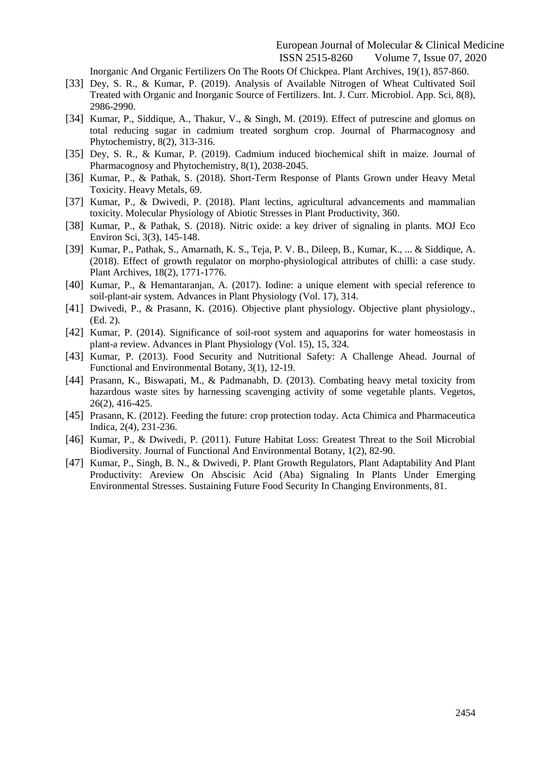Inorganic And Organic Fertilizers On The Roots Of Chickpea. Plant Archives, 19(1), 857-860.

[33] Dey, S. R., & Kumar, P. (2019). Analysis of Available Nitrogen of Wheat Cultivated Soil Treated with Organic and Inorganic Source of Fertilizers. Int. J. Curr. Microbiol. App. Sci, 8(8), 2986-2990.

[34] Kumar, P., Siddique, A., Thakur, V., & Singh, M. (2019). Effect of putrescine and glomus on total reducing sugar in cadmium treated sorghum crop. Journal of Pharmacognosy and Phytochemistry, 8(2), 313-316.

[35] Dey, S. R., & Kumar, P. (2019). Cadmium induced biochemical shift in maize. Journal of Pharmacognosy and Phytochemistry, 8(1), 2038-2045.

[36] Kumar, P., & Pathak, S. (2018). Short-Term Response of Plants Grown under Heavy Metal Toxicity. Heavy Metals, 69.

[37] Kumar, P., & Dwivedi, P. (2018). Plant lectins, agricultural advancements and mammalian toxicity. Molecular Physiology of Abiotic Stresses in Plant Productivity, 360.

[38] Kumar, P., & Pathak, S. (2018). Nitric oxide: a key driver of signaling in plants. MOJ Eco Environ Sci, 3(3), 145-148.

[39] Kumar, P., Pathak, S., Amarnath, K. S., Teja, P. V. B., Dileep, B., Kumar, K., ... & Siddique, A. (2018). Effect of growth regulator on morpho-physiological attributes of chilli: a case study. Plant Archives, 18(2), 1771-1776.

[40] Kumar, P., & Hemantaranjan, A. (2017). Iodine: a unique element with special reference to soil-plant-air system. Advances in Plant Physiology (Vol. 17), 314.

[41] Dwivedi, P., & Prasann, K. (2016). Objective plant physiology. Objective plant physiology., (Ed. 2).

[42] Kumar, P. (2014). Significance of soil-root system and aquaporins for water homeostasis in plant-a review. Advances in Plant Physiology (Vol. 15), 15, 324.

[43] Kumar, P. (2013). Food Security and Nutritional Safety: A Challenge Ahead. Journal of Functional and Environmental Botany, 3(1), 12-19.

[44] Prasann, K., Biswapati, M., & Padmanabh, D. (2013). Combating heavy metal toxicity from hazardous waste sites by harnessing scavenging activity of some vegetable plants. Vegetos, 26(2), 416-425.

[45] Prasann, K. (2012). Feeding the future: crop protection today. Acta Chimica and Pharmaceutica Indica, 2(4), 231-236.

[46] Kumar, P., & Dwivedi, P. (2011). Future Habitat Loss: Greatest Threat to the Soil Microbial Biodiversity. Journal of Functional And Environmental Botany, 1(2), 82-90.

[47] Kumar, P., Singh, B. N., & Dwivedi, P. Plant Growth Regulators, Plant Adaptability And Plant Productivity: Areview On Abscisic Acid (Aba) Signaling In Plants Under Emerging Environmental Stresses. Sustaining Future Food Security In Changing Environments, 81.